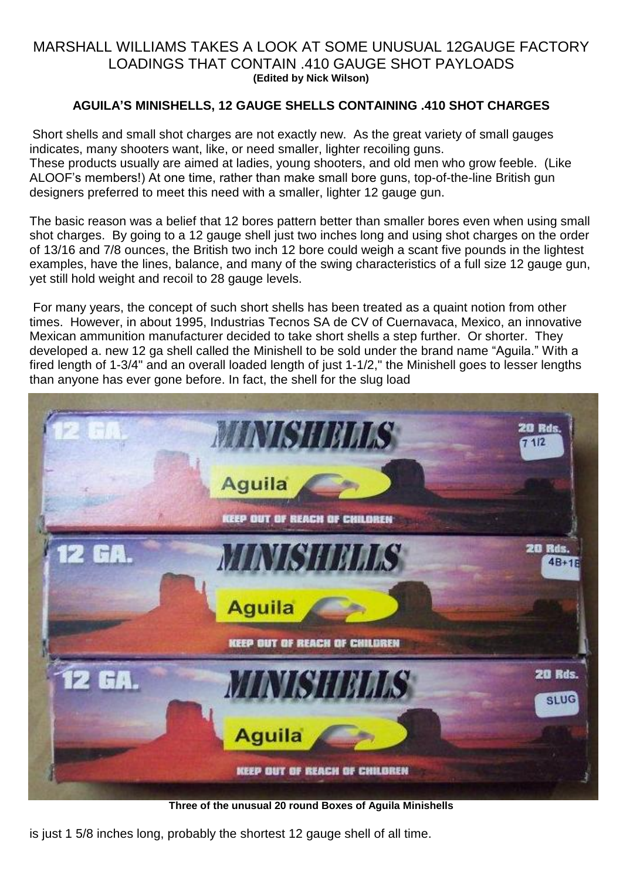# MARSHALL WILLIAMS TAKES A LOOK AT SOME UNUSUAL 12GAUGE FACTORY LOADINGS THAT CONTAIN .410 GAUGE SHOT PAYLOADS

**(Edited by Nick Wilson)**

## AGUILA'S MINISHELLS, 12 GAUGE SHELLS CONTAINING .410 SHOT CHARGES

Short shells and small shot charges are not exactly new. As the great variety of small gauges indicates, many shooters want, like, or need smaller, lighter recoiling guns.
These products usually are aimed at ladies, young shooters, and old men who grow feeble. (Like ALOOF's members!) At one time, rather than make small bore guns, top-of-the-line British gun designers preferred to meet this need with a smaller, lighter 12 gauge gun.

The basic reason was a belief that 12 bores pattern better than smaller bores even when using small shot charges. By going to a 12 gauge shell just two inches long and using shot charges on the order of 13/16 and 7/8 ounces, the British two inch 12 bore could weigh a scant five pounds in the lightest examples, have the lines, balance, and many of the swing characteristics of a full size 12 gauge gun, yet still hold weight and recoil to 28 gauge levels.

For many years, the concept of such short shells has been treated as a quaint notion from other times. However, in about 1995, Industrias Tecnos SA de CV of Cuernavaca, Mexico, an innovative Mexican ammunition manufacturer decided to take short shells a step further. Or shorter. They developed a. new 12 ga shell called the Minishell to be sold under the brand name "Aguila." With a fired length of 1-3/4" and an overall loaded length of just 1-1/2," the Minishell goes to lesser lengths than anyone has ever gone before. In fact, the shell for the slug load

**Three of the unusual 20 round Boxes of Aguila Minishells**

is just 1 5/8 inches long, probably the shortest 12 gauge shell of all time.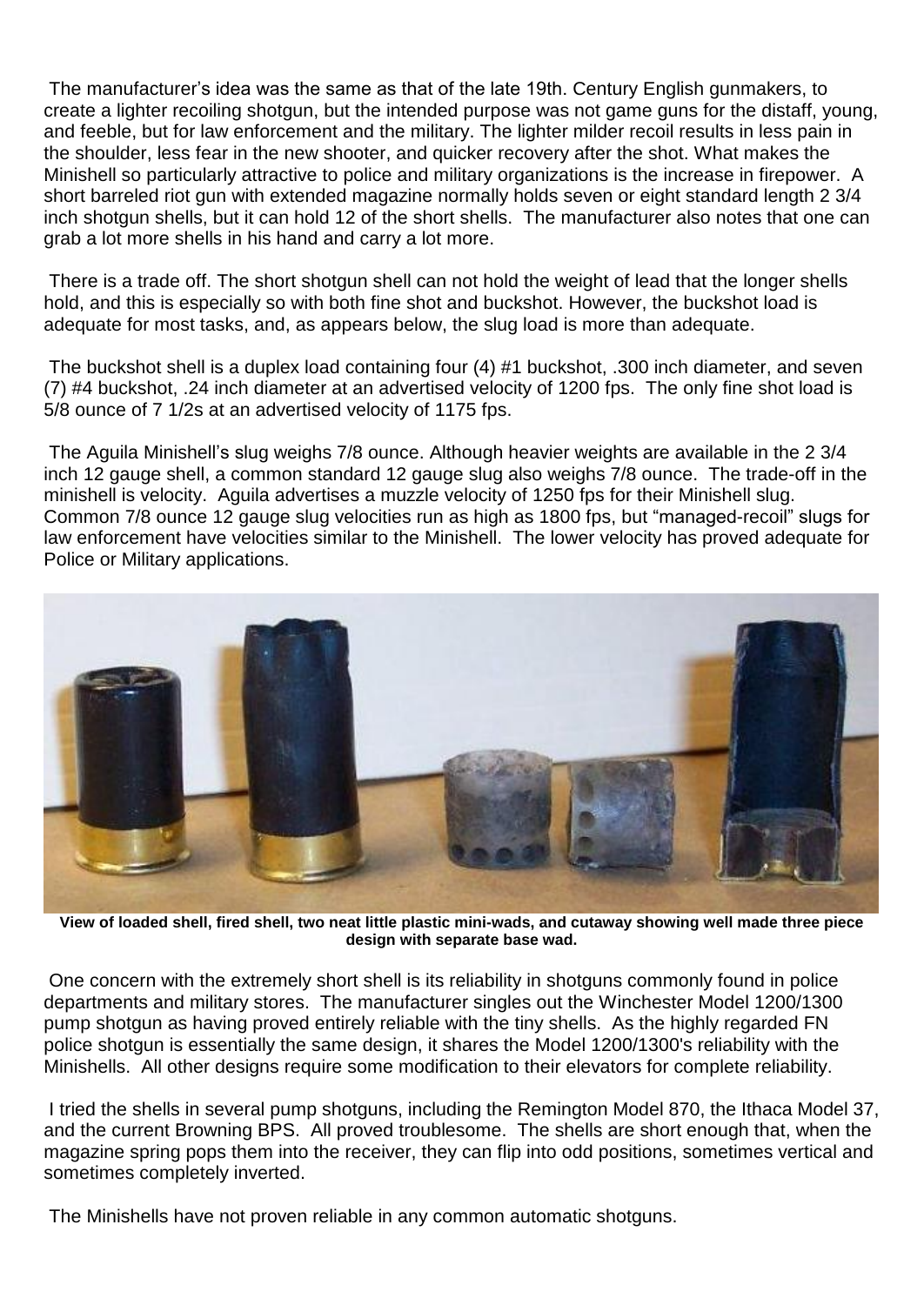The manufacturer's idea was the same as that of the late 19th. Century English gunmakers, to create a lighter recoiling shotgun, but the intended purpose was not game guns for the distaff, young, and feeble, but for law enforcement and the military. The lighter milder recoil results in less pain in the shoulder, less fear in the new shooter, and quicker recovery after the shot. What makes the Minishell so particularly attractive to police and military organizations is the increase in firepower. A short barreled riot gun with extended magazine normally holds seven or eight standard length 2 3/4 inch shotgun shells, but it can hold 12 of the short shells. The manufacturer also notes that one can grab a lot more shells in his hand and carry a lot more.

There is a trade off. The short shotgun shell can not hold the weight of lead that the longer shells hold, and this is especially so with both fine shot and buckshot. However, the buckshot load is adequate for most tasks, and, as appears below, the slug load is more than adequate.

The buckshot shell is a duplex load containing four (4) #1 buckshot, .300 inch diameter, and seven (7) #4 buckshot, .24 inch diameter at an advertised velocity of 1200 fps. The only fine shot load is 5/8 ounce of 7 1/2s at an advertised velocity of 1175 fps.

The Aguila Minishell's slug weighs 7/8 ounce. Although heavier weights are available in the 2 3/4 inch 12 gauge shell, a common standard 12 gauge slug also weighs 7/8 ounce. The trade-off in the minishell is velocity. Aguila advertises a muzzle velocity of 1250 fps for their Minishell slug. Common 7/8 ounce 12 gauge slug velocities run as high as 1800 fps, but "managed-recoil" slugs for law enforcement have velocities similar to the Minishell. The lower velocity has proved adequate for Police or Military applications.

**View of loaded shell, fired shell, two neat little plastic mini-wads, and cutaway showing well made three piece design with separate base wad.**

One concern with the extremely short shell is its reliability in shotguns commonly found in police departments and military stores. The manufacturer singles out the Winchester Model 1200/1300 pump shotgun as having proved entirely reliable with the tiny shells. As the highly regarded FN police shotgun is essentially the same design, it shares the Model 1200/1300's reliability with the Minishells. All other designs require some modification to their elevators for complete reliability.

I tried the shells in several pump shotguns, including the Remington Model 870, the Ithaca Model 37, and the current Browning BPS. All proved troublesome. The shells are short enough that, when the magazine spring pops them into the receiver, they can flip into odd positions, sometimes vertical and sometimes completely inverted.

The Minishells have not proven reliable in any common automatic shotguns.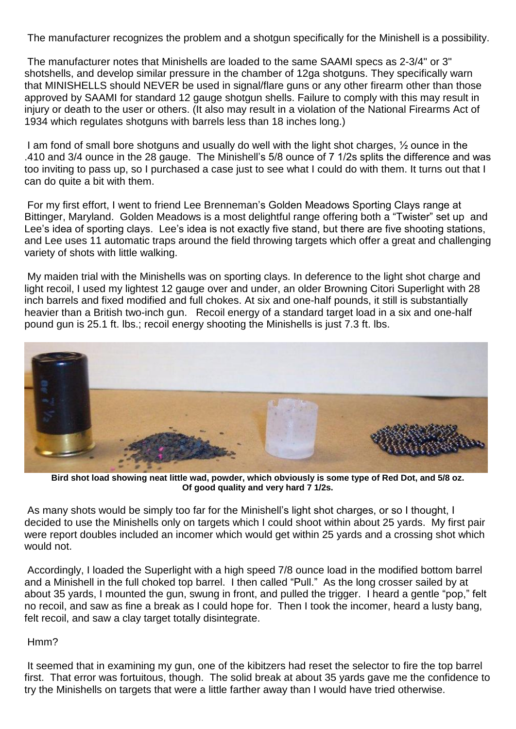The manufacturer recognizes the problem and a shotgun specifically for the Minishell is a possibility.

The manufacturer notes that Minishells are loaded to the same SAAMI specs as 2-3/4" or 3" shotshells, and develop similar pressure in the chamber of 12ga shotguns. They specifically warn that MINISHELLS should NEVER be used in signal/flare guns or any other firearm other than those approved by SAAMI for standard 12 gauge shotgun shells. Failure to comply with this may result in injury or death to the user or others. (It also may result in a violation of the National Firearms Act of 1934 which regulates shotguns with barrels less than 18 inches long.)

I am fond of small bore shotguns and usually do well with the light shot charges, ½ ounce in the .410 and 3/4 ounce in the 28 gauge. The Minishell's 5/8 ounce of 7 1/2s splits the difference and was too inviting to pass up, so I purchased a case just to see what I could do with them. It turns out that I can do quite a bit with them.

For my first effort, I went to friend Lee Brenneman's Golden Meadows Sporting Clays range at Bittinger, Maryland. Golden Meadows is a most delightful range offering both a "Twister" set up and Lee's idea of sporting clays. Lee's idea is not exactly five stand, but there are five shooting stations, and Lee uses 11 automatic traps around the field throwing targets which offer a great and challenging variety of shots with little walking.

My maiden trial with the Minishells was on sporting clays. In deference to the light shot charge and light recoil, I used my lightest 12 gauge over and under, an older Browning Citori Superlight with 28 inch barrels and fixed modified and full chokes. At six and one-half pounds, it still is substantially heavier than a British two-inch gun. Recoil energy of a standard target load in a six and one-half pound gun is 25.1 ft. lbs.; recoil energy shooting the Minishells is just 7.3 ft. lbs.

**Bird shot load showing neat little wad, powder, which obviously is some type of Red Dot, and 5/8 oz. Of good quality and very hard 7 1/2s.**

As many shots would be simply too far for the Minishell's light shot charges, or so I thought, I decided to use the Minishells only on targets which I could shoot within about 25 yards. My first pair were report doubles included an incomer which would get within 25 yards and a crossing shot which would not.

Accordingly, I loaded the Superlight with a high speed 7/8 ounce load in the modified bottom barrel and a Minishell in the full choked top barrel. I then called "Pull." As the long crosser sailed by at about 35 yards, I mounted the gun, swung in front, and pulled the trigger. I heard a gentle "pop," felt no recoil, and saw as fine a break as I could hope for. Then I took the incomer, heard a lusty bang, felt recoil, and saw a clay target totally disintegrate.

Hmm?

It seemed that in examining my gun, one of the kibitzers had reset the selector to fire the top barrel first. That error was fortuitous, though. The solid break at about 35 yards gave me the confidence to try the Minishells on targets that were a little farther away than I would have tried otherwise.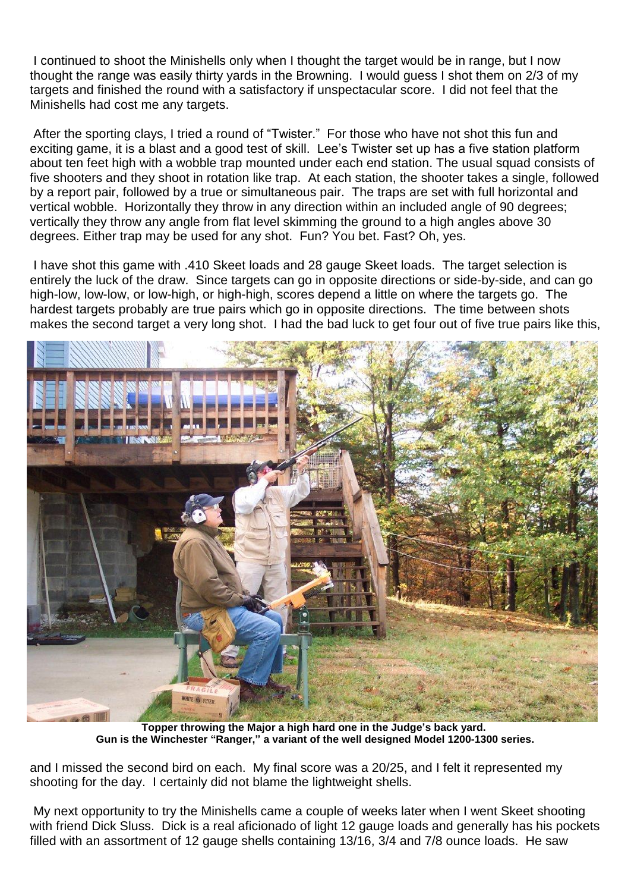I continued to shoot the Minishells only when I thought the target would be in range, but I now thought the range was easily thirty yards in the Browning. I would guess I shot them on 2/3 of my targets and finished the round with a satisfactory if unspectacular score. I did not feel that the Minishells had cost me any targets.

After the sporting clays, I tried a round of "Twister." For those who have not shot this fun and exciting game, it is a blast and a good test of skill. Lee's Twister set up has a five station platform about ten feet high with a wobble trap mounted under each end station. The usual squad consists of five shooters and they shoot in rotation like trap. At each station, the shooter takes a single, followed by a report pair, followed by a true or simultaneous pair. The traps are set with full horizontal and vertical wobble. Horizontally they throw in any direction within an included angle of 90 degrees; vertically they throw any angle from flat level skimming the ground to a high angles above 30 degrees. Either trap may be used for any shot. Fun? You bet. Fast? Oh, yes.

I have shot this game with .410 Skeet loads and 28 gauge Skeet loads. The target selection is entirely the luck of the draw. Since targets can go in opposite directions or side-by-side, and can go high-low, low-low, or low-high, or high-high, scores depend a little on where the targets go. The hardest targets probably are true pairs which go in opposite directions. The time between shots makes the second target a very long shot. I had the bad luck to get four out of five true pairs like this,

**Topper throwing the Major a high hard one in the Judge's back yard.**
**Gun is the Winchester "Ranger," a variant of the well designed Model 1200-1300 series.**

and I missed the second bird on each. My final score was a 20/25, and I felt it represented my shooting for the day. I certainly did not blame the lightweight shells.

My next opportunity to try the Minishells came a couple of weeks later when I went Skeet shooting with friend Dick Sluss. Dick is a real aficionado of light 12 gauge loads and generally has his pockets filled with an assortment of 12 gauge shells containing 13/16, 3/4 and 7/8 ounce loads. He saw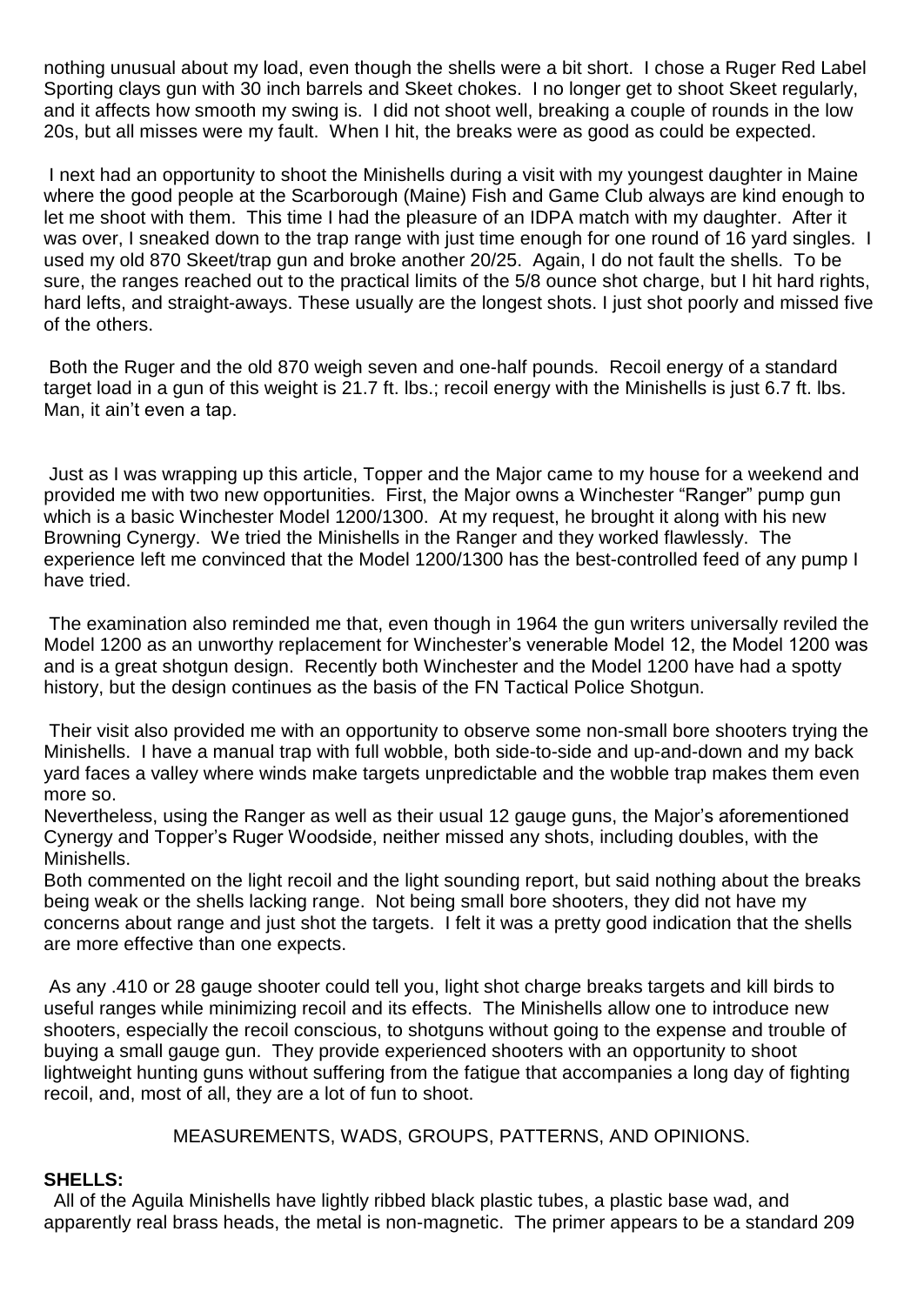nothing unusual about my load, even though the shells were a bit short. I chose a Ruger Red Label Sporting clays gun with 30 inch barrels and Skeet chokes. I no longer get to shoot Skeet regularly, and it affects how smooth my swing is. I did not shoot well, breaking a couple of rounds in the low 20s, but all misses were my fault. When I hit, the breaks were as good as could be expected.

I next had an opportunity to shoot the Minishells during a visit with my youngest daughter in Maine where the good people at the Scarborough (Maine) Fish and Game Club always are kind enough to let me shoot with them. This time I had the pleasure of an IDPA match with my daughter. After it was over, I sneaked down to the trap range with just time enough for one round of 16 yard singles. I used my old 870 Skeet/trap gun and broke another 20/25. Again, I do not fault the shells. To be sure, the ranges reached out to the practical limits of the 5/8 ounce shot charge, but I hit hard rights, hard lefts, and straight-aways. These usually are the longest shots. I just shot poorly and missed five of the others.

Both the Ruger and the old 870 weigh seven and one-half pounds. Recoil energy of a standard target load in a gun of this weight is 21.7 ft. lbs.; recoil energy with the Minishells is just 6.7 ft. lbs. Man, it ain't even a tap.

Just as I was wrapping up this article, Topper and the Major came to my house for a weekend and provided me with two new opportunities. First, the Major owns a Winchester "Ranger" pump gun which is a basic Winchester Model 1200/1300. At my request, he brought it along with his new Browning Cynergy. We tried the Minishells in the Ranger and they worked flawlessly. The experience left me convinced that the Model 1200/1300 has the best-controlled feed of any pump I have tried.

The examination also reminded me that, even though in 1964 the gun writers universally reviled the Model 1200 as an unworthy replacement for Winchester's venerable Model 12, the Model 1200 was and is a great shotgun design. Recently both Winchester and the Model 1200 have had a spotty history, but the design continues as the basis of the FN Tactical Police Shotgun.

Their visit also provided me with an opportunity to observe some non-small bore shooters trying the Minishells. I have a manual trap with full wobble, both side-to-side and up-and-down and my back yard faces a valley where winds make targets unpredictable and the wobble trap makes them even more so.
Nevertheless, using the Ranger as well as their usual 12 gauge guns, the Major's aforementioned Cynergy and Topper's Ruger Woodside, neither missed any shots, including doubles, with the Minishells.
Both commented on the light recoil and the light sounding report, but said nothing about the breaks being weak or the shells lacking range. Not being small bore shooters, they did not have my concerns about range and just shot the targets. I felt it was a pretty good indication that the shells are more effective than one expects.

As any .410 or 28 gauge shooter could tell you, light shot charge breaks targets and kill birds to useful ranges while minimizing recoil and its effects. The Minishells allow one to introduce new shooters, especially the recoil conscious, to shotguns without going to the expense and trouble of buying a small gauge gun. They provide experienced shooters with an opportunity to shoot lightweight hunting guns without suffering from the fatigue that accompanies a long day of fighting recoil, and, most of all, they are a lot of fun to shoot.

## MEASUREMENTS, WADS, GROUPS, PATTERNS, AND OPINIONS.

**SHELLS:**

All of the Aguila Minishells have lightly ribbed black plastic tubes, a plastic base wad, and apparently real brass heads, the metal is non-magnetic. The primer appears to be a standard 209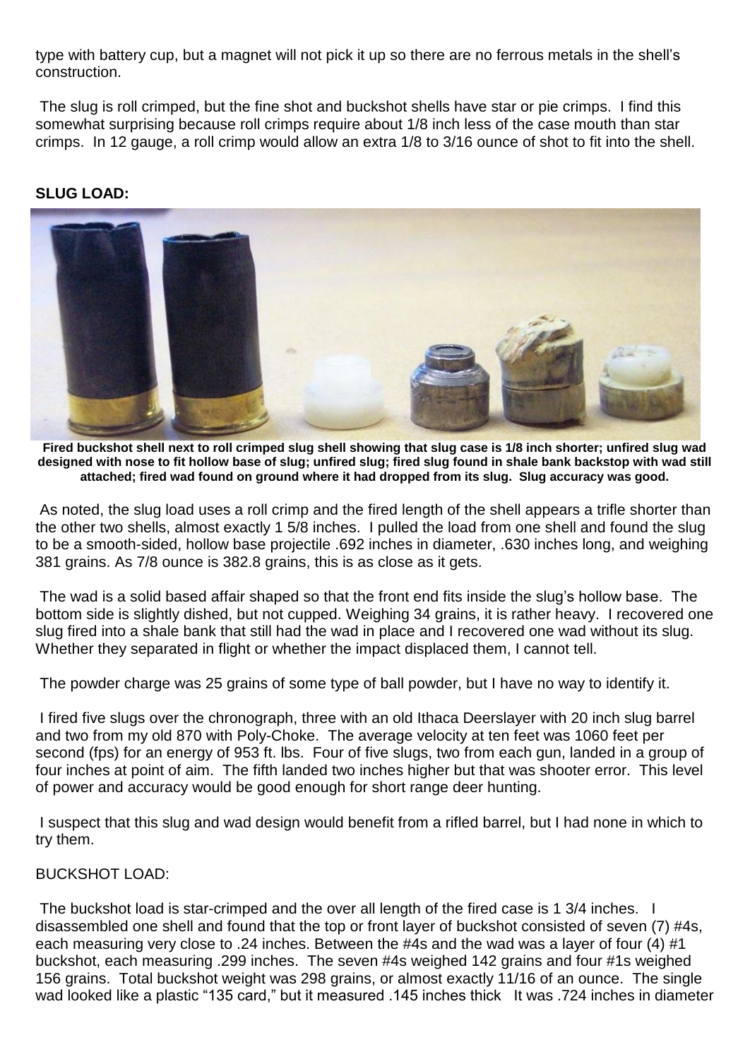type with battery cup, but a magnet will not pick it up so there are no ferrous metals in the shell's construction.

The slug is roll crimped, but the fine shot and buckshot shells have star or pie crimps. I find this somewhat surprising because roll crimps require about 1/8 inch less of the case mouth than star crimps. In 12 gauge, a roll crimp would allow an extra 1/8 to 3/16 ounce of shot to fit into the shell.

**SLUG LOAD:**

**Fired buckshot shell next to roll crimped slug shell showing that slug case is 1/8 inch shorter; unfired slug wad designed with nose to fit hollow base of slug; unfired slug; fired slug found in shale bank backstop with wad still attached; fired wad found on ground where it had dropped from its slug. Slug accuracy was good.**

As noted, the slug load uses a roll crimp and the fired length of the shell appears a trifle shorter than the other two shells, almost exactly 1 5/8 inches. I pulled the load from one shell and found the slug to be a smooth-sided, hollow base projectile .692 inches in diameter, .630 inches long, and weighing 381 grains. As 7/8 ounce is 382.8 grains, this is as close as it gets.

The wad is a solid based affair shaped so that the front end fits inside the slug's hollow base. The bottom side is slightly dished, but not cupped. Weighing 34 grains, it is rather heavy. I recovered one slug fired into a shale bank that still had the wad in place and I recovered one wad without its slug. Whether they separated in flight or whether the impact displaced them, I cannot tell.

The powder charge was 25 grains of some type of ball powder, but I have no way to identify it.

I fired five slugs over the chronograph, three with an old Ithaca Deerslayer with 20 inch slug barrel and two from my old 870 with Poly-Choke. The average velocity at ten feet was 1060 feet per second (fps) for an energy of 953 ft. lbs. Four of five slugs, two from each gun, landed in a group of four inches at point of aim. The fifth landed two inches higher but that was shooter error. This level of power and accuracy would be good enough for short range deer hunting.

I suspect that this slug and wad design would benefit from a rifled barrel, but I had none in which to try them.

BUCKSHOT LOAD:

The buckshot load is star-crimped and the over all length of the fired case is 1 3/4 inches. I disassembled one shell and found that the top or front layer of buckshot consisted of seven (7) #4s, each measuring very close to .24 inches. Between the #4s and the wad was a layer of four (4) #1 buckshot, each measuring .299 inches. The seven #4s weighed 142 grains and four #1s weighed 156 grains. Total buckshot weight was 298 grains, or almost exactly 11/16 of an ounce. The single wad looked like a plastic "135 card," but it measured .145 inches thick It was .724 inches in diameter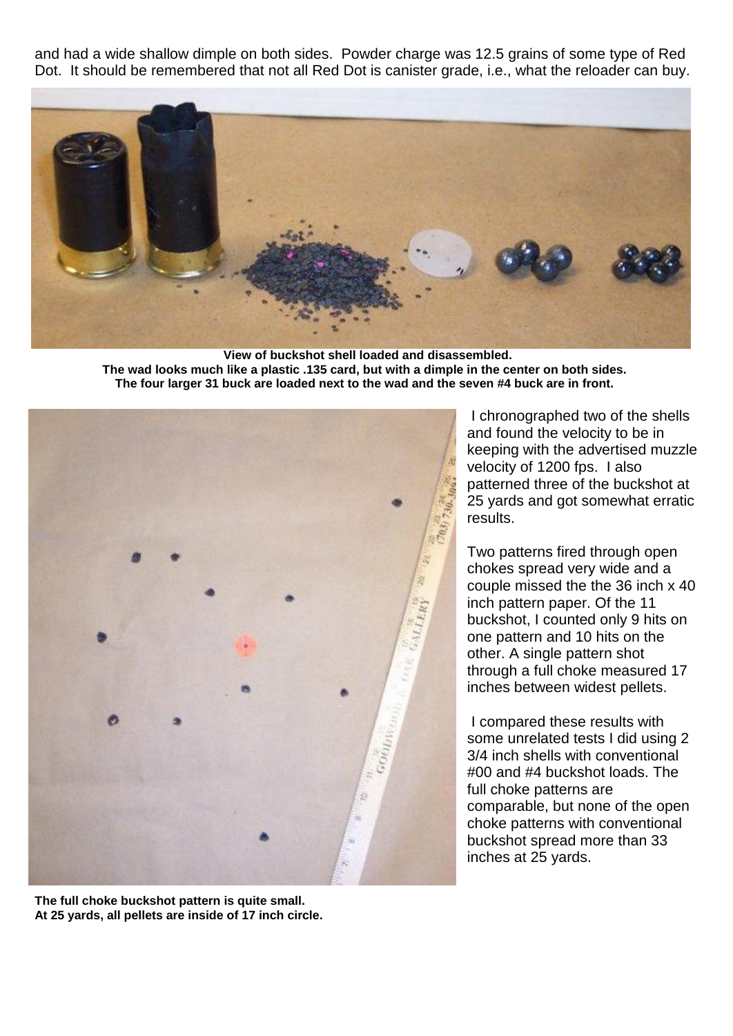and had a wide shallow dimple on both sides. Powder charge was 12.5 grains of some type of Red Dot. It should be remembered that not all Red Dot is canister grade, i.e., what the reloader can buy.

**View of buckshot shell loaded and disassembled.**
**The wad looks much like a plastic .135 card, but with a dimple in the center on both sides.**
**The four larger 31 buck are loaded next to the wad and the seven #4 buck are in front.**

I chronographed two of the shells and found the velocity to be in keeping with the advertised muzzle velocity of 1200 fps. I also patterned three of the buckshot at 25 yards and got somewhat erratic results.

Two patterns fired through open chokes spread very wide and a couple missed the the 36 inch x 40 inch pattern paper. Of the 11 buckshot, I counted only 9 hits on one pattern and 10 hits on the other. A single pattern shot through a full choke measured 17 inches between widest pellets.

I compared these results with some unrelated tests I did using 2 3/4 inch shells with conventional #00 and #4 buckshot loads. The full choke patterns are comparable, but none of the open choke patterns with conventional buckshot spread more than 33 inches at 25 yards.

**The full choke buckshot pattern is quite small.**
**At 25 yards, all pellets are inside of 17 inch circle.**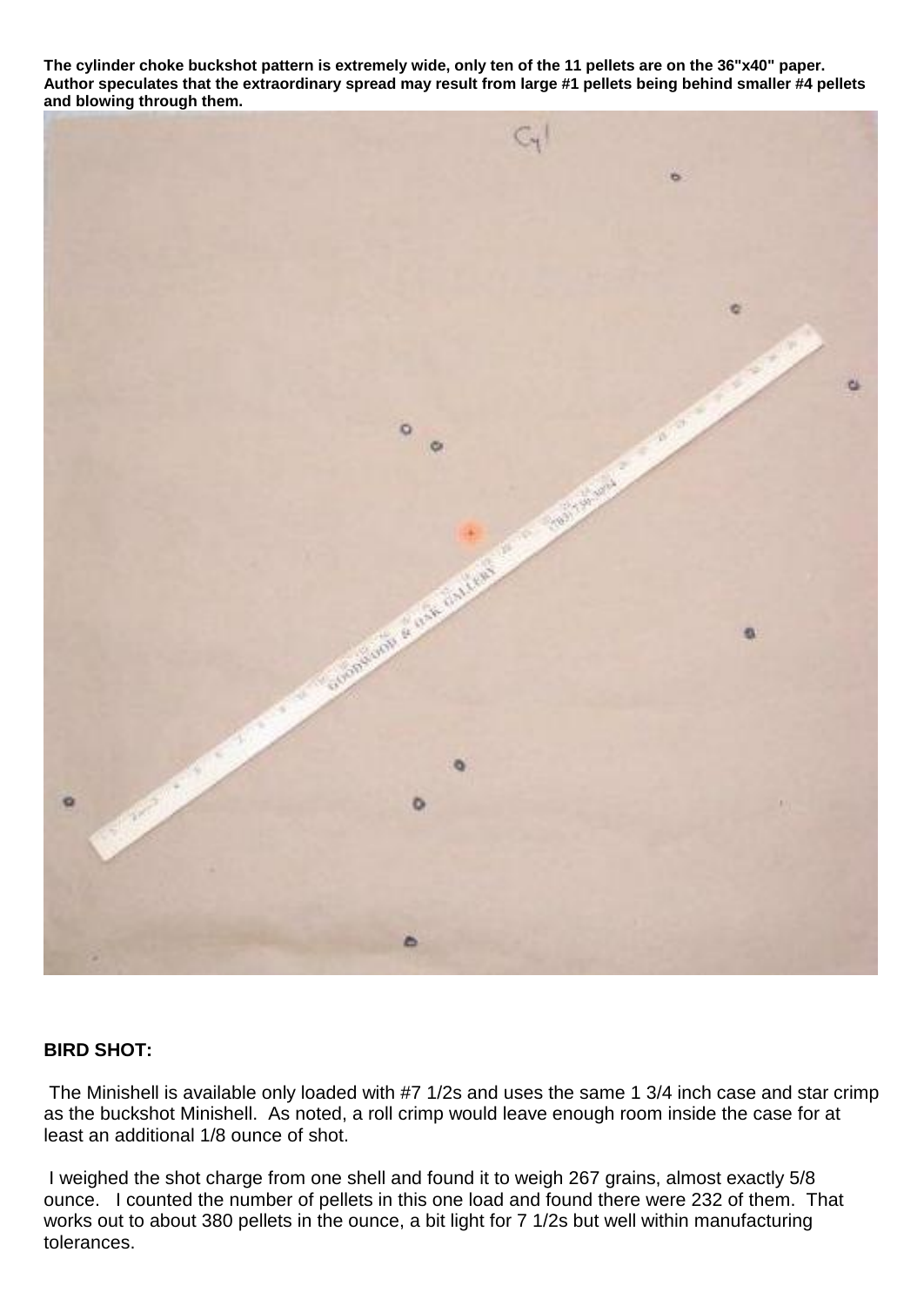**The cylinder choke buckshot pattern is extremely wide, only ten of the 11 pellets are on the 36"x40" paper. Author speculates that the extraordinary spread may result from large #1 pellets being behind smaller #4 pellets and blowing through them.**

**BIRD SHOT:**

The Minishell is available only loaded with #7 1/2s and uses the same 1 3/4 inch case and star crimp as the buckshot Minishell. As noted, a roll crimp would leave enough room inside the case for at least an additional 1/8 ounce of shot.

I weighed the shot charge from one shell and found it to weigh 267 grains, almost exactly 5/8 ounce. I counted the number of pellets in this one load and found there were 232 of them. That works out to about 380 pellets in the ounce, a bit light for 7 1/2s but well within manufacturing tolerances.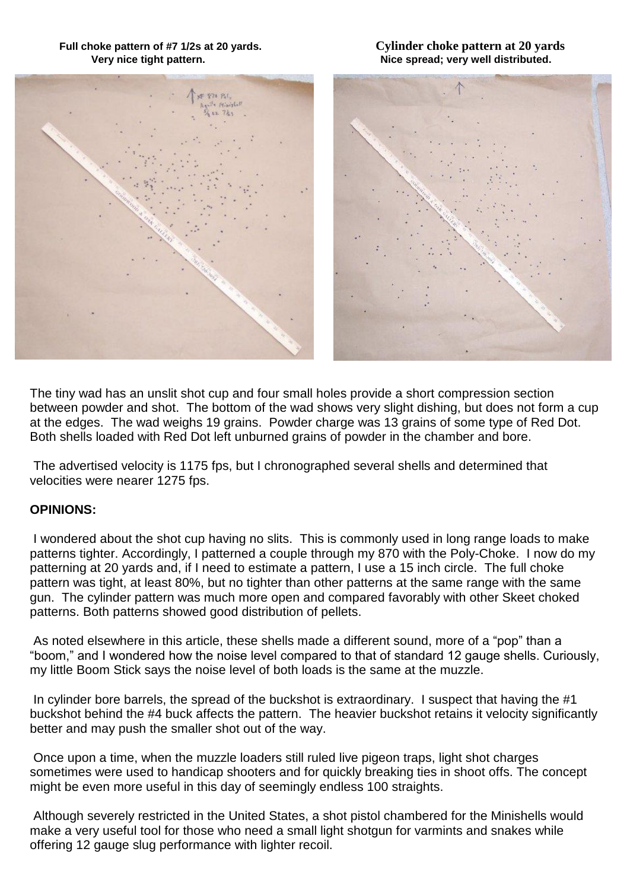**Full choke pattern of #7 1/2s at 20 yards. Very nice tight pattern.**

**Cylinder choke pattern at 20 yards Nice spread; very well distributed.**

The tiny wad has an unslit shot cup and four small holes provide a short compression section between powder and shot. The bottom of the wad shows very slight dishing, but does not form a cup at the edges. The wad weighs 19 grains. Powder charge was 13 grains of some type of Red Dot. Both shells loaded with Red Dot left unburned grains of powder in the chamber and bore.

The advertised velocity is 1175 fps, but I chronographed several shells and determined that velocities were nearer 1275 fps.

**OPINIONS:**

I wondered about the shot cup having no slits. This is commonly used in long range loads to make patterns tighter. Accordingly, I patterned a couple through my 870 with the Poly-Choke. I now do my patterning at 20 yards and, if I need to estimate a pattern, I use a 15 inch circle. The full choke pattern was tight, at least 80%, but no tighter than other patterns at the same range with the same gun. The cylinder pattern was much more open and compared favorably with other Skeet choked patterns. Both patterns showed good distribution of pellets.

As noted elsewhere in this article, these shells made a different sound, more of a "pop" than a "boom," and I wondered how the noise level compared to that of standard 12 gauge shells. Curiously, my little Boom Stick says the noise level of both loads is the same at the muzzle.

In cylinder bore barrels, the spread of the buckshot is extraordinary. I suspect that having the #1 buckshot behind the #4 buck affects the pattern. The heavier buckshot retains it velocity significantly better and may push the smaller shot out of the way.

Once upon a time, when the muzzle loaders still ruled live pigeon traps, light shot charges sometimes were used to handicap shooters and for quickly breaking ties in shoot offs. The concept might be even more useful in this day of seemingly endless 100 straights.

Although severely restricted in the United States, a shot pistol chambered for the Minishells would make a very useful tool for those who need a small light shotgun for varmints and snakes while offering 12 gauge slug performance with lighter recoil.